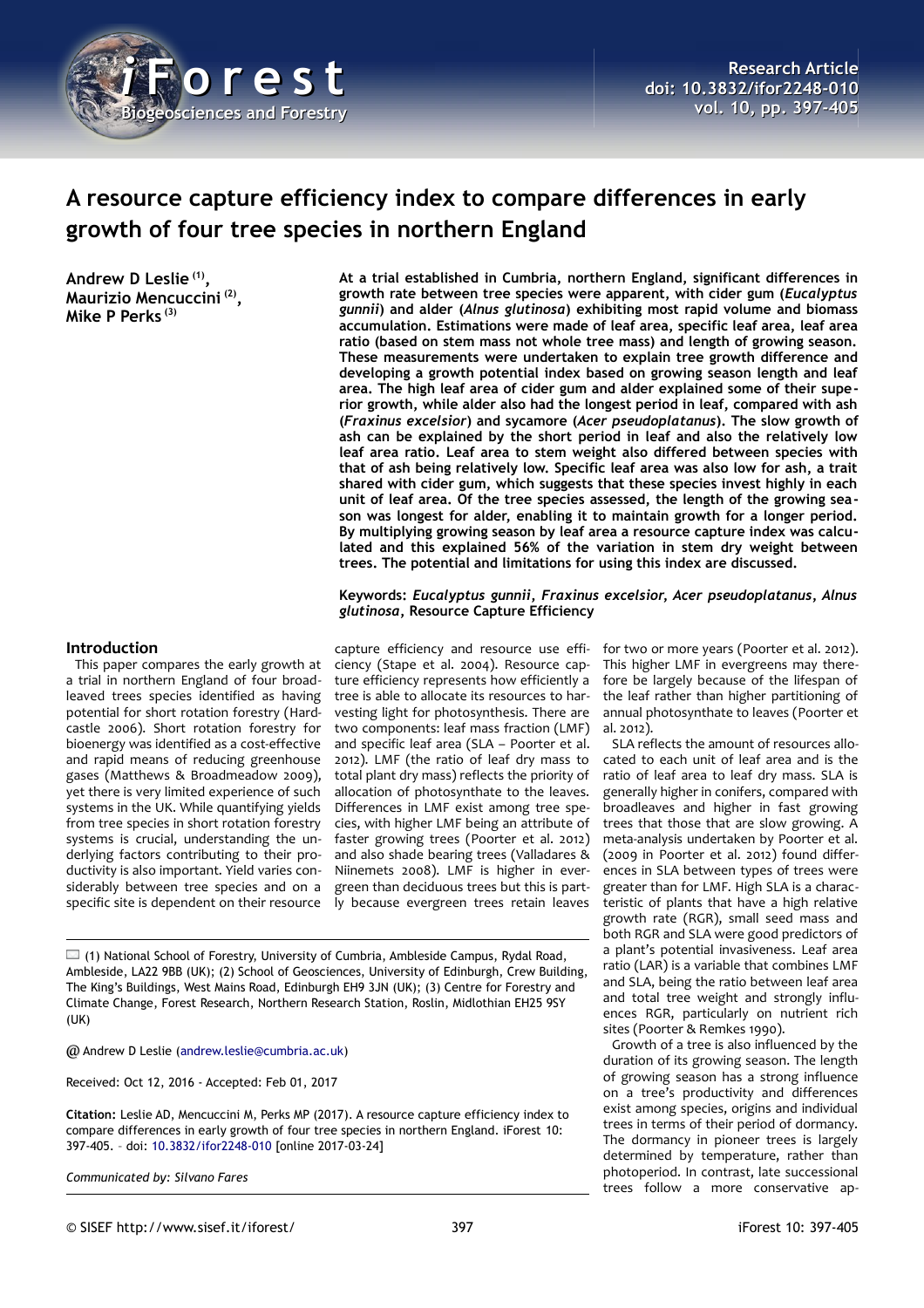# A resource capture efficiency index to compare differences in early growth of four tree species in northern England

**Andrew D Leslie [1], Maurizio Mencuccini [2], Mike P Perks [3]**

**At a trial established in Cumbria, northern England, significant differences in growth rate between tree species were apparent, with cider gum (*Eucalyptus gunnii*) and alder (*Alnus glutinosa*) exhibiting most rapid volume and biomass accumulation. Estimations were made of leaf area, specific leaf area, leaf area ratio (based on stem mass not whole tree mass) and length of growing season. These measurements were undertaken to explain tree growth difference and developing a growth potential index based on growing season length and leaf area. The high leaf area of cider gum and alder explained some of their superior growth, while alder also had the longest period in leaf, compared with ash (*Fraxinus excelsior*) and sycamore (*Acer pseudoplatanus*). The slow growth of ash can be explained by the short period in leaf and also the relatively low leaf area ratio. Leaf area to stem weight also differed between species with that of ash being relatively low. Specific leaf area was also low for ash, a trait shared with cider gum, which suggests that these species invest highly in each unit of leaf area. Of the tree species assessed, the length of the growing season was longest for alder, enabling it to maintain growth for a longer period. By multiplying growing season by leaf area a resource capture index was calculated and this explained 56% of the variation in stem dry weight between trees. The potential and limitations for using this index are discussed.**

**Keywords:** ***Eucalyptus gunnii*, *Fraxinus excelsior*, *Acer pseudoplatanus*, *Alnus glutinosa*, Resource Capture Efficiency**

## Introduction

This paper compares the early growth at a trial in northern England of four broadleaved trees species identified as having potential for short rotation forestry (Hardcastle 2006). Short rotation forestry for bioenergy was identified as a cost-effective and rapid means of reducing greenhouse gases (Matthews & Broadmeadow 2009), yet there is very limited experience of such systems in the UK. While quantifying yields from tree species in short rotation forestry systems is crucial, understanding the underlying factors contributing to their productivity is also important. Yield varies considerably between tree species and on a specific site is dependent on their resource capture efficiency and resource use efficiency (Stape et al. 2004). Resource capture efficiency represents how efficiently a tree is able to allocate its resources to harvesting light for photosynthesis. There are two components: leaf mass fraction (LMF) and specific leaf area (SLA – Poorter et al. 2012). LMF (the ratio of leaf dry mass to total plant dry mass) reflects the priority of allocation of photosynthate to the leaves. Differences in LMF exist among tree species, with higher LMF being an attribute of faster growing trees (Poorter et al. 2012) and also shade bearing trees (Valladares & Niinemets 2008). LMF is higher in evergreen than deciduous trees but this is partly because evergreen trees retain leaves for two or more years (Poorter et al. 2012). This higher LMF in evergreens may therefore be largely because of the lifespan of the leaf rather than higher partitioning of annual photosynthate to leaves (Poorter et al. 2012).

SLA reflects the amount of resources allocated to each unit of leaf area and is the ratio of leaf area to leaf dry mass. SLA is generally higher in conifers, compared with broadleaves and higher in fast growing trees that those that are slow growing. A meta-analysis undertaken by Poorter et al. (2009 in Poorter et al. 2012) found differences in SLA between types of trees were greater than for LMF. High SLA is a characteristic of plants that have a high relative growth rate (RGR), small seed mass and both RGR and SLA were good predictors of a plant's potential invasiveness. Leaf area ratio (LAR) is a variable that combines LMF and SLA, being the ratio between leaf area and total tree weight and strongly influences RGR, particularly on nutrient rich sites (Poorter & Remkes 1990).

Growth of a tree is also influenced by the duration of its growing season. The length of growing season has a strong influence on a tree's productivity and differences exist among species, origins and individual trees in terms of their period of dormancy. The dormancy in pioneer trees is largely determined by temperature, rather than photoperiod. In contrast, late successional trees follow a more conservative ap-

(1) National School of Forestry, University of Cumbria, Ambleside Campus, Rydal Road, Ambleside, LA22 9BB (UK); (2) School of Geosciences, University of Edinburgh, Crew Building, The King's Buildings, West Mains Road, Edinburgh EH9 3JN (UK); (3) Centre for Forestry and Climate Change, Forest Research, Northern Research Station, Roslin, Midlothian EH25 9SY (UK)

@ Andrew D Leslie (andrew.leslie@cumbria.ac.uk)

Received: Oct 12, 2016 - Accepted: Feb 01, 2017

**Citation:** Leslie AD, Mencuccini M, Perks MP (2017). A resource capture efficiency index to compare differences in early growth of four tree species in northern England. iForest 10: 397-405. – doi: 10.3832/ifor2248-010 [online 2017-03-24]

*Communicated by: Silvano Fares*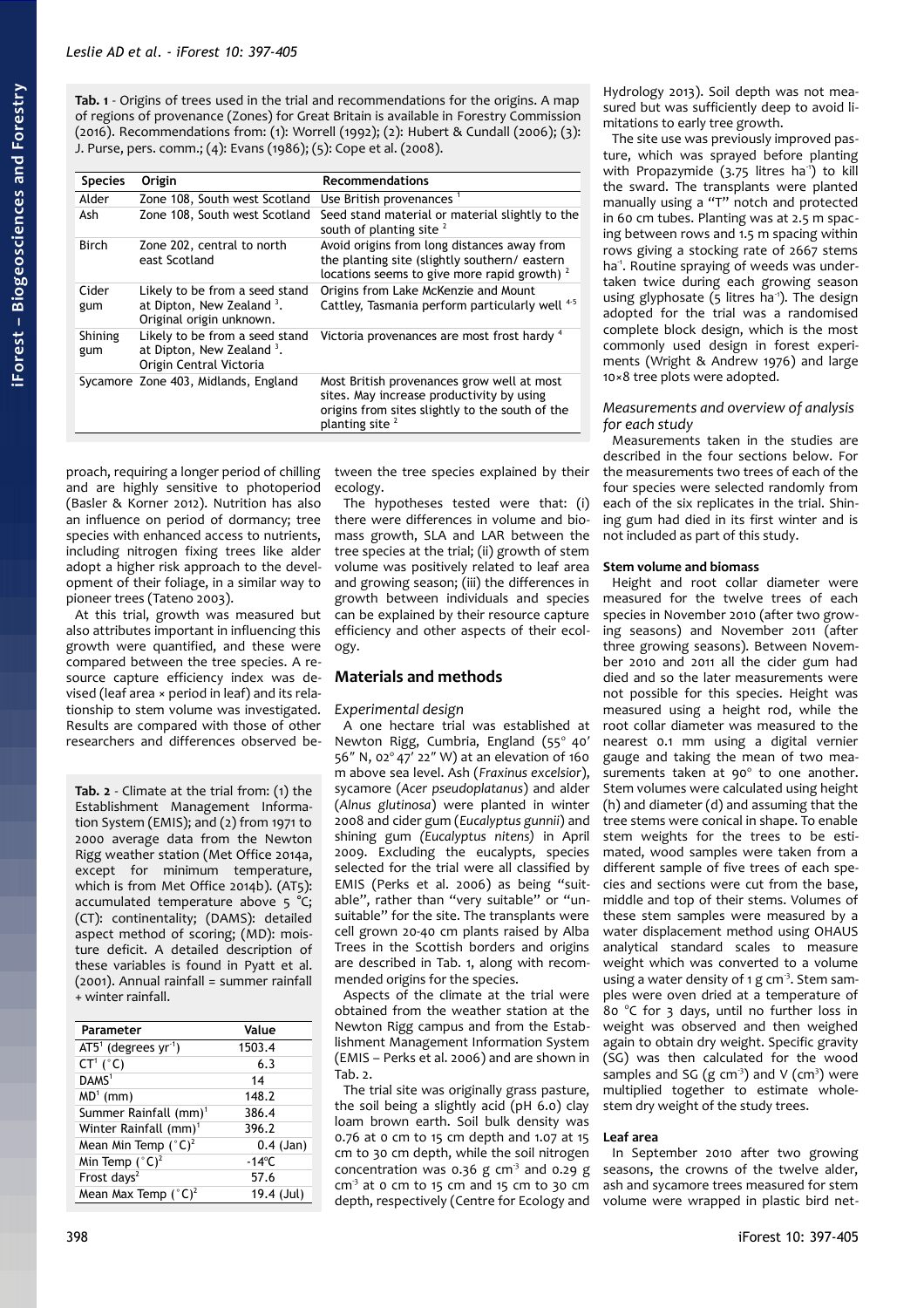**Tab. 1** - Origins of trees used in the trial and recommendations for the origins. A map of regions of provenance (Zones) for Great Britain is available in Forestry Commission (2016). Recommendations from: (1): Worrell (1992); (2): Hubert & Cundall (2006); (3): J. Purse, pers. comm.; (4): Evans (1986); (5): Cope et al. (2008).

| Species | Origin | Recommendations |
|---|---|---|
| Alder | Zone 108, South west Scotland | Use British provenances [1] |
| Ash | Zone 108, South west Scotland | Seed stand material or material slightly to the south of planting site [2] |
| Birch | Zone 202, central to north east Scotland | Avoid origins from long distances away from the planting site (slightly southern/ eastern locations seems to give more rapid growth) [2] |
| Cider gum | Likely to be from a seed stand at Dipton, New Zealand [3]. Original origin unknown. | Origins from Lake McKenzie and Mount Cattley, Tasmania perform particularly well [4-5] |
| Shining gum | Likely to be from a seed stand at Dipton, New Zealand [3]. Origin Central Victoria | Victoria provenances are most frost hardy [4] |
| Sycamore | Zone 403, Midlands, England | Most British provenances grow well at most sites. May increase productivity by using origins from sites slightly to the south of the planting site [2] |

proach, requiring a longer period of chilling and are highly sensitive to photoperiod (Basler & Korner 2012). Nutrition has also an influence on period of dormancy; tree species with enhanced access to nutrients, including nitrogen fixing trees like alder adopt a higher risk approach to the development of their foliage, in a similar way to pioneer trees (Tateno 2003).

At this trial, growth was measured but also attributes important in influencing this growth were quantified, and these were compared between the tree species. A resource capture efficiency index was devised (leaf area × period in leaf) and its relationship to stem volume was investigated. Results are compared with those of other researchers and differences observed between the tree species explained by their ecology.

The hypotheses tested were that: (i) there were differences in volume and biomass growth, SLA and LAR between the tree species at the trial; (ii) growth of stem volume was positively related to leaf area and growing season; (iii) the differences in growth between individuals and species can be explained by their resource capture efficiency and other aspects of their ecology.

**Tab. 2** - Climate at the trial from: (1) the Establishment Management Information System (EMIS); and (2) from 1971 to 2000 average data from the Newton Rigg weather station (Met Office 2014a, except for minimum temperature, which is from Met Office 2014b). (AT5): accumulated temperature above 5 °C; (CT): continentality; (DAMS): detailed aspect method of scoring; (MD): moisture deficit. A detailed description of these variables is found in Pyatt et al. (2001). Annual rainfall = summer rainfall + winter rainfall.

| Parameter | Value |
|---|---|
| AT5[1] (degrees yr$^{-1}$) | 1503.4 |
| CT[1] (°C) | 6.3 |
| DAMS[1] | 14 |
| MD[1] (mm) | 148.2 |
| Summer Rainfall (mm)[1] | 386.4 |
| Winter Rainfall (mm)[1] | 396.2 |
| Mean Min Temp (°C)[2] | 0.4 (Jan) |
| Min Temp (°C)[2] | -14°C |
| Frost days[2] | 57.6 |
| Mean Max Temp (°C)[2] | 19.4 (Jul) |

## Materials and methods

### Experimental design

A one hectare trial was established at Newton Rigg, Cumbria, England (55° 40′ 56″ N, 02° 47′ 22″ W) at an elevation of 160 m above sea level. Ash (*Fraxinus excelsior*), sycamore (*Acer pseudoplatanus*) and alder (*Alnus glutinosa*) were planted in winter 2008 and cider gum (*Eucalyptus gunnii*) and shining gum (*Eucalyptus nitens*) in April 2009. Excluding the eucalypts, species selected for the trial were all classified by EMIS (Perks et al. 2006) as being "suitable", rather than "very suitable" or "unsuitable" for the site. The transplants were cell grown 20-40 cm plants raised by Alba Trees in the Scottish borders and origins are described in Tab. 1, along with recommended origins for the species.

Aspects of the climate at the trial were obtained from the weather station at the Newton Rigg campus and from the Establishment Management Information System (EMIS – Perks et al. 2006) and are shown in Tab. 2.

The trial site was originally grass pasture, the soil being a slightly acid (pH 6.0) clay loam brown earth. Soil bulk density was 0.76 at 0 cm to 15 cm depth and 1.07 at 15 cm to 30 cm depth, while the soil nitrogen concentration was 0.36 g cm$^{-3}$ and 0.29 g cm$^{-3}$ at 0 cm to 15 cm and 15 cm to 30 cm depth, respectively (Centre for Ecology and Hydrology 2013). Soil depth was not measured but was sufficiently deep to avoid limitations to early tree growth.

The site use was previously improved pasture, which was sprayed before planting with Propazymide (3.75 litres ha$^{-1}$) to kill the sward. The transplants were planted manually using a "T" notch and protected in 60 cm tubes. Planting was at 2.5 m spacing between rows and 1.5 m spacing within rows giving a stocking rate of 2667 stems ha$^{-1}$. Routine spraying of weeds was undertaken twice during each growing season using glyphosate (5 litres ha$^{-1}$). The design adopted for the trial was a randomised complete block design, which is the most commonly used design in forest experiments (Wright & Andrew 1976) and large 10×8 tree plots were adopted.

### Measurements and overview of analysis for each study

Measurements taken in the studies are described in the four sections below. For the measurements two trees of each of the four species were selected randomly from each of the six replicates in the trial. Shining gum had died in its first winter and is not included as part of this study.

#### Stem volume and biomass

Height and root collar diameter were measured for the twelve trees of each species in November 2010 (after two growing seasons) and November 2011 (after three growing seasons). Between November 2010 and 2011 all the cider gum had died and so the later measurements were not possible for this species. Height was measured using a height rod, while the root collar diameter was measured to the nearest 0.1 mm using a digital vernier gauge and taking the mean of two measurements taken at 90° to one another. Stem volumes were calculated using height (h) and diameter (d) and assuming that the tree stems were conical in shape. To enable stem weights for the trees to be estimated, wood samples were taken from a different sample of five trees of each species and sections were cut from the base, middle and top of their stems. Volumes of these stem samples were measured by a water displacement method using OHAUS analytical standard scales to measure weight which was converted to a volume using a water density of 1 g cm$^{-3}$. Stem samples were oven dried at a temperature of 80 °C for 3 days, until no further loss in weight was observed and then weighed again to obtain dry weight. Specific gravity (SG) was then calculated for the wood samples and SG (g cm$^{-3}$) and V (cm$^3$) were multiplied together to estimate whole-stem dry weight of the study trees.

#### Leaf area

In September 2010 after two growing seasons, the crowns of the twelve alder, ash and sycamore trees measured for stem volume were wrapped in plastic bird net-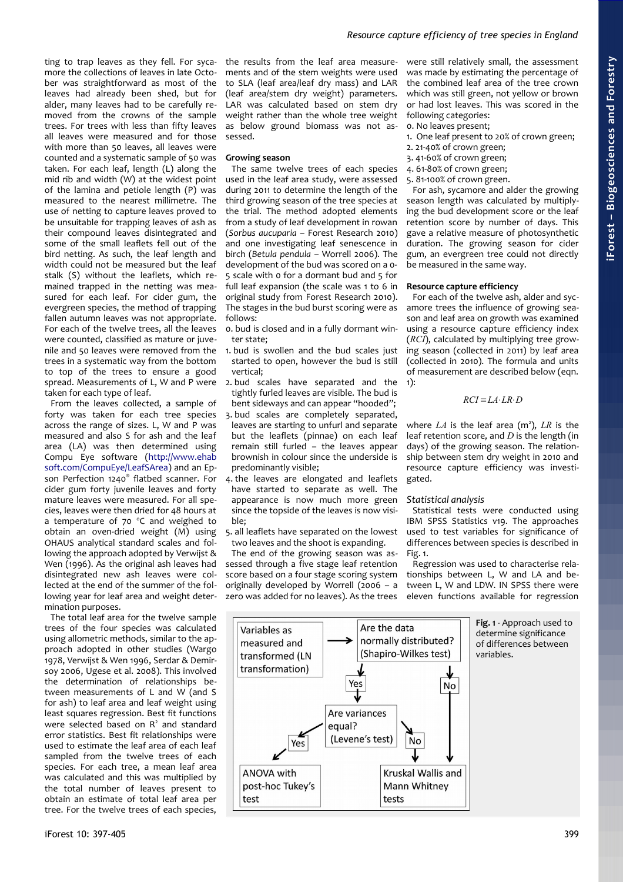ting to trap leaves as they fell. For sycamore the collections of leaves in late October was straightforward as most of the leaves had already been shed, but for alder, many leaves had to be carefully removed from the crowns of the sample trees. For trees with less than fifty leaves all leaves were measured and for those with more than 50 leaves, all leaves were counted and a systematic sample of 50 was taken. For each leaf, length (L) along the mid rib and width (W) at the widest point of the lamina and petiole length (P) was measured to the nearest millimetre. The use of netting to capture leaves proved to be unsuitable for trapping leaves of ash as their compound leaves disintegrated and some of the small leaflets fell out of the bird netting. As such, the leaf length and width could not be measured but the leaf stalk (S) without the leaflets, which remained trapped in the netting was measured for each leaf. For cider gum, the evergreen species, the method of trapping fallen autumn leaves was not appropriate. For each of the twelve trees, all the leaves were counted, classified as mature or juvenile and 50 leaves were removed from the trees in a systematic way from the bottom to top of the trees to ensure a good spread. Measurements of L, W and P were taken for each type of leaf.

From the leaves collected, a sample of forty was taken for each tree species across the range of sizes. L, W and P was measured and also S for ash and the leaf area (LA) was then determined using Compu Eye software (http://www.ehabsoft.com/CompuEye/LeafSArea) and an Epson Perfection 1240® flatbed scanner. For cider gum forty juvenile leaves and forty mature leaves were measured. For all species, leaves were then dried for 48 hours at a temperature of 70 °C and weighed to obtain an oven-dried weight (M) using OHAUS analytical standard scales and following the approach adopted by Verwijst & Wen (1996). As the original ash leaves had disintegrated new ash leaves were collected at the end of the summer of the following year for leaf area and weight determination purposes.

The total leaf area for the twelve sample trees of the four species was calculated using allometric methods, similar to the approach adopted in other studies (Wargo 1978, Verwijst & Wen 1996, Serdar & Demirsoy 2006, Ugese et al. 2008). This involved the determination of relationships between measurements of L and W (and S for ash) to leaf area and leaf weight using least squares regression. Best fit functions were selected based on $R^2$ and standard error statistics. Best fit relationships were used to estimate the leaf area of each leaf sampled from the twelve trees of each species. For each tree, a mean leaf area was calculated and this was multiplied by the total number of leaves present to obtain an estimate of total leaf area per tree. For the twelve trees of each species, the results from the leaf area measurements and of the stem weights were used to SLA (leaf area/leaf dry mass) and LAR (leaf area/stem dry weight) parameters. LAR was calculated based on stem dry weight rather than the whole tree weight as below ground biomass was not assessed.

**Growing season**

The same twelve trees of each species used in the leaf area study, were assessed during 2011 to determine the length of the third growing season of the tree species at the trial. The method adopted elements from a study of leaf development in rowan (*Sorbus aucuparia* – Forest Research 2010) and one investigating leaf senescence in birch (*Betula pendula* – Worrell 2006). The development of the bud was scored on a 0-5 scale with 0 for a dormant bud and 5 for full leaf expansion (the scale was 1 to 6 in original study from Forest Research 2010). The stages in the bud burst scoring were as follows:

0. bud is closed and in a fully dormant winter state;
1. bud is swollen and the bud scales just started to open, however the bud is still vertical;
2. bud scales have separated and the tightly furled leaves are visible. The bud is bent sideways and can appear "hooded";
3. bud scales are completely separated, leaves are starting to unfurl and separate but the leaflets (pinnae) on each leaf remain still furled – the leaves appear brownish in colour since the underside is predominantly visible;
4. the leaves are elongated and leaflets have started to separate as well. The appearance is now much more green since the topside of the leaves is now visible;
5. all leaflets have separated on the lowest two leaves and the shoot is expanding.

The end of the growing season was assessed through a five stage leaf retention score based on a four stage scoring system originally developed by Worrell (2006 – a zero was added for no leaves). As the trees were still relatively small, the assessment was made by estimating the percentage of the combined leaf area of the tree crown which was still green, not yellow or brown or had lost leaves. This was scored in the following categories:

0. No leaves present;
1. One leaf present to 20% of crown green;
2. 21-40% of crown green;
3. 41-60% of crown green;
4. 61-80% of crown green;
5. 81-100% of crown green.

For ash, sycamore and alder the growing season length was calculated by multiplying the bud development score or the leaf retention score by number of days. This gave a relative measure of photosynthetic duration. The growing season for cider gum, an evergreen tree could not directly be measured in the same way.

**Resource capture efficiency**

For each of the twelve ash, alder and sycamore trees the influence of growing season and leaf area on growth was examined using a resource capture efficiency index (*RCI*), calculated by multiplying tree growing season (collected in 2011) by leaf area (collected in 2010). The formula and units of measurement are described below (eqn. 1):

$$RCI = LA \cdot LR \cdot D$$

where $LA$ is the leaf area ($m^2$), $LR$ is the leaf retention score, and $D$ is the length (in days) of the growing season. The relationship between stem dry weight in 2010 and resource capture efficiency was investigated.

*Statistical analysis*

Statistical tests were conducted using IBM SPSS Statistics v19. The approaches used to test variables for significance of differences between species is described in Fig. 1.

Regression was used to characterise relationships between L, W and LA and between L, W and LDW. IN SPSS there were eleven functions available for regression

Variables as measured and transformed (LN transformation) → Are the data normally distributed? (Shapiro-Wilkes test) → Yes → Are variances equal? (Levene's test) → Yes → ANOVA with post-hoc Tukey's test; No → Kruskal Wallis and Mann Whitney tests

**Fig. 1** - Approach used to determine significance of differences between variables.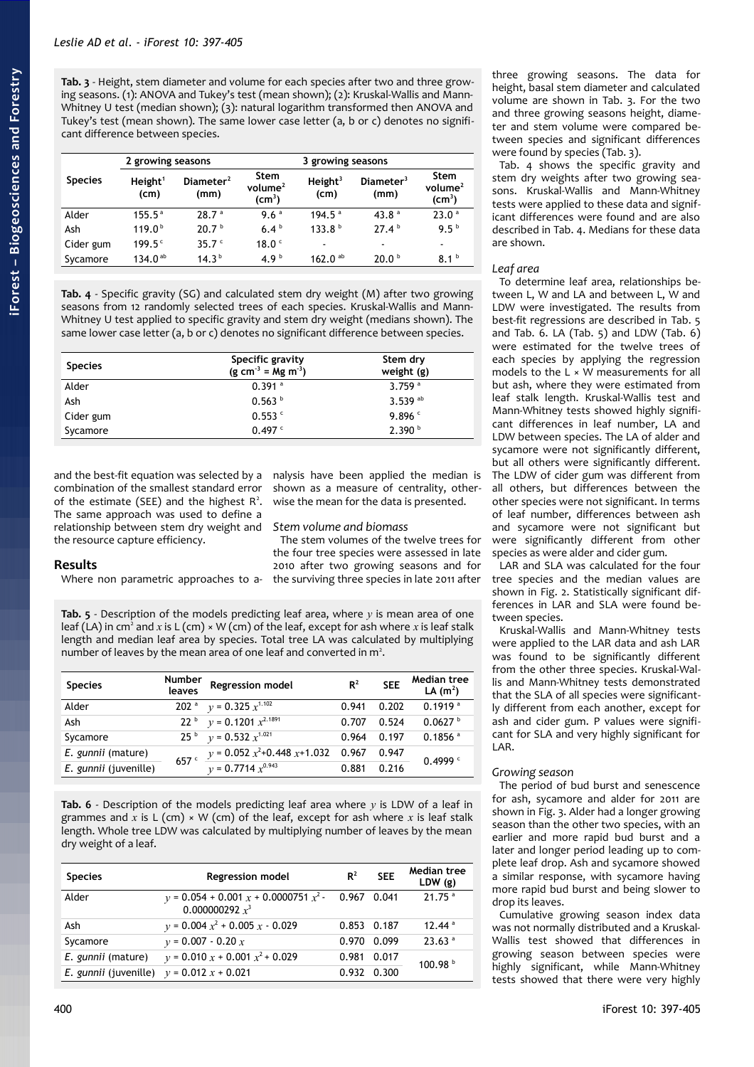**Tab. 3** - Height, stem diameter and volume for each species after two and three growing seasons. (1): ANOVA and Tukey's test (mean shown); (2): Kruskal-Wallis and Mann-Whitney U test (median shown); (3): natural logarithm transformed then ANOVA and Tukey's test (mean shown). The same lower case letter (a, b or c) denotes no significant difference between species.

| Species | 2 growing seasons | | | 3 growing seasons | | |
|---|---|---|---|---|---|---|
| | Height[1] (cm) | Diameter[2] (mm) | Stem volume[2] ($cm^3$) | Height[3] (cm) | Diameter[3] (mm) | Stem volume[2] ($cm^3$) |
| Alder | 155.5 [a] | 28.7 [a] | 9.6 [a] | 194.5 [a] | 43.8 [a] | 23.0 [a] |
| Ash | 119.0 [b] | 20.7 [b] | 6.4 [b] | 133.8 [b] | 27.4 [b] | 9.5 [b] |
| Cider gum | 199.5 [c] | 35.7 [c] | 18.0 [c] | - | - | - |
| Sycamore | 134.0 [ab] | 14.3 [b] | 4.9 [b] | 162.0 [ab] | 20.0 [b] | 8.1 [b] |

**Tab. 4** - Specific gravity (SG) and calculated stem dry weight (M) after two growing seasons from 12 randomly selected trees of each species. Kruskal-Wallis and Mann-Whitney U test applied to specific gravity and stem dry weight (medians shown). The same lower case letter (a, b or c) denotes no significant difference between species.

| Species | Specific gravity ($g\ cm^{-3} = Mg\ m^{-3}$) | Stem dry weight (g) |
|---|---|---|
| Alder | 0.391 [a] | 3.759 [a] |
| Ash | 0.563 [b] | 3.539 [ab] |
| Cider gum | 0.553 [c] | 9.896 [c] |
| Sycamore | 0.497 [c] | 2.390 [b] |

and the best-fit equation was selected by a combination of the smallest standard error of the estimate (SEE) and the highest $R^2$. The same approach was used to define a relationship between stem dry weight and the resource capture efficiency.

## Results

Where non parametric approaches to analysis have been applied the median is shown as a measure of centrality, otherwise the mean for the data is presented.

### *Stem volume and biomass*

The stem volumes of the twelve trees for the four tree species were assessed in late 2010 after two growing seasons and for the surviving three species in late 2011 after three growing seasons. The data for height, basal stem diameter and calculated volume are shown in Tab. 3. For the two and three growing seasons height, diameter and stem volume were compared between species and significant differences were found by species (Tab. 3).

Tab. 4 shows the specific gravity and stem dry weights after two growing seasons. Kruskal-Wallis and Mann-Whitney tests were applied to these data and significant differences were found and are also described in Tab. 4. Medians for these data are shown.

### *Leaf area*

To determine leaf area, relationships between L, W and LA and between L, W and LDW were investigated. The results from best-fit regressions are described in Tab. 5 and Tab. 6. LA (Tab. 5) and LDW (Tab. 6) were estimated for the twelve trees of each species by applying the regression models to the L × W measurements for all but ash, where they were estimated from leaf stalk length. Kruskal-Wallis test and Mann-Whitney tests showed highly significant differences in leaf number, LA and LDW between species. The LA of alder and sycamore were not significantly different, but all others were significantly different. The LDW of cider gum was different from all others, but differences between the other species were not significant. In terms of leaf number, differences between ash and sycamore were not significant but were significantly different from other species as were alder and cider gum.

LAR and SLA was calculated for the four tree species and the median values are shown in Fig. 2. Statistically significant differences in LAR and SLA were found between species.

Kruskal-Wallis and Mann-Whitney tests were applied to the LAR data and ash LAR was found to be significantly different from the other three species. Kruskal-Wallis and Mann-Whitney tests demonstrated that the SLA of all species were significantly different from each another, except for ash and cider gum. P values were significant for SLA and very highly significant for LAR.

**Tab. 5** - Description of the models predicting leaf area, where $y$ is mean area of one leaf (LA) in $cm^2$ and $x$ is L (cm) × W (cm) of the leaf, except for ash where $x$ is leaf stalk length and median leaf area by species. Total tree LA was calculated by multiplying number of leaves by the mean area of one leaf and converted in $m^2$.

| Species | Number leaves | Regression model | $R^2$ | SEE | Median tree LA ($m^2$) |
|---|---|---|---|---|---|
| Alder | 202 [a] | $y = 0.325\ x^{1.102}$ | 0.941 | 0.202 | 0.1919 [a] |
| Ash | 22 [b] | $y = 0.1201\ x^{2.1891}$ | 0.707 | 0.524 | 0.0627 [b] |
| Sycamore | 25 [b] | $y = 0.532\ x^{1.021}$ | 0.964 | 0.197 | 0.1856 [a] |
| *E. gunnii* (mature) | 657 [c] | $y = 0.052\ x^2+0.448\ x+1.032$ | 0.967 | 0.947 | 0.4999 [c] |
| *E. gunnii* (juvenile) | | $y = 0.7714\ x^{0.943}$ | 0.881 | 0.216 | |

**Tab. 6** - Description of the models predicting leaf area where $y$ is LDW of a leaf in grammes and $x$ is L (cm) × W (cm) of the leaf, except for ash where $x$ is leaf stalk length. Whole tree LDW was calculated by multiplying number of leaves by the mean dry weight of a leaf.

| Species | Regression model | $R^2$ | SEE | Median tree LDW (g) |
|---|---|---|---|---|
| Alder | $y = 0.054 + 0.001\ x + 0.0000751\ x^2 - 0.000000292\ x^3$ | 0.967 | 0.041 | 21.75 [a] |
| Ash | $y = 0.004\ x^2 + 0.005\ x - 0.029$ | 0.853 | 0.187 | 12.44 [a] |
| Sycamore | $y = 0.007 - 0.20\ x$ | 0.970 | 0.099 | 23.63 [a] |
| *E. gunnii* (mature) | $y = 0.010\ x + 0.001\ x^2 + 0.029$ | 0.981 | 0.017 | 100.98 [b] |
| *E. gunnii* (juvenile) | $y = 0.012\ x + 0.021$ | 0.932 | 0.300 | |

### *Growing season*

The period of bud burst and senescence for ash, sycamore and alder for 2011 are shown in Fig. 3. Alder had a longer growing season than the other two species, with an earlier and more rapid bud burst and a later and longer period leading up to complete leaf drop. Ash and sycamore showed a similar response, with sycamore having more rapid bud burst and being slower to drop its leaves.

Cumulative growing season index data was not normally distributed and a Kruskal-Wallis test showed that differences in growing season between species were highly significant, while Mann-Whitney tests showed that there were very highly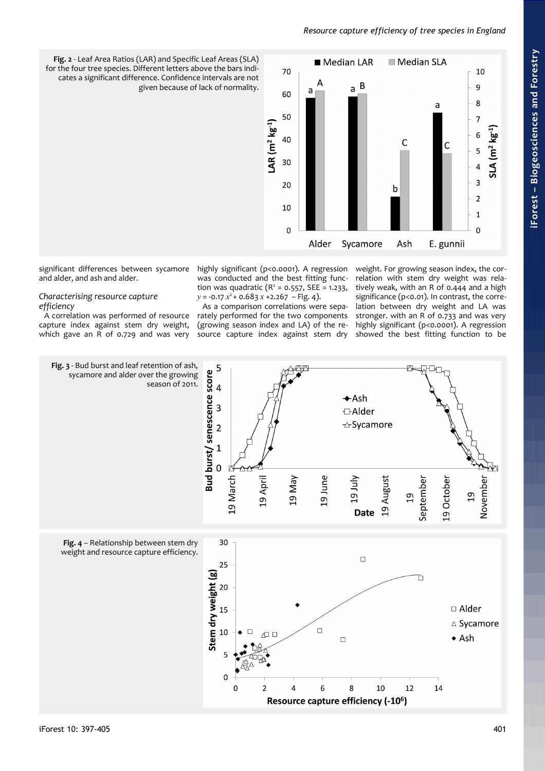**Fig. 2** - Leaf Area Ratios (LAR) and Specific Leaf Areas (SLA) for the four tree species. Different letters above the bars indicates a significant difference. Confidence intervals are not given because of lack of normality.

significant differences between sycamore and alder, and ash and alder.

### *Characterising resource capture efficiency*

A correlation was performed of resource capture index against stem dry weight, which gave an R of 0.729 and was very highly significant ($p<0.0001$). A regression was conducted and the best fitting function was quadratic ($R^2 = 0.557$, SEE = 1.233, $y = -0.17\,x^2 + 0.683\,x + 2.267$ – Fig. 4).

As a comparison correlations were separately performed for the two components (growing season index and LA) of the resource capture index against stem dry weight. For growing season index, the correlation with stem dry weight was relatively weak, with an R of 0.444 and a high significance ($p<0.01$). In contrast, the correlation between dry weight and LA was stronger. with an R of 0.733 and was very highly significant ($p<0.0001$). A regression showed the best fitting function to be

**Fig. 3** - Bud burst and leaf retention of ash, sycamore and alder over the growing season of 2011.

**Fig. 4** – Relationship between stem dry weight and resource capture efficiency.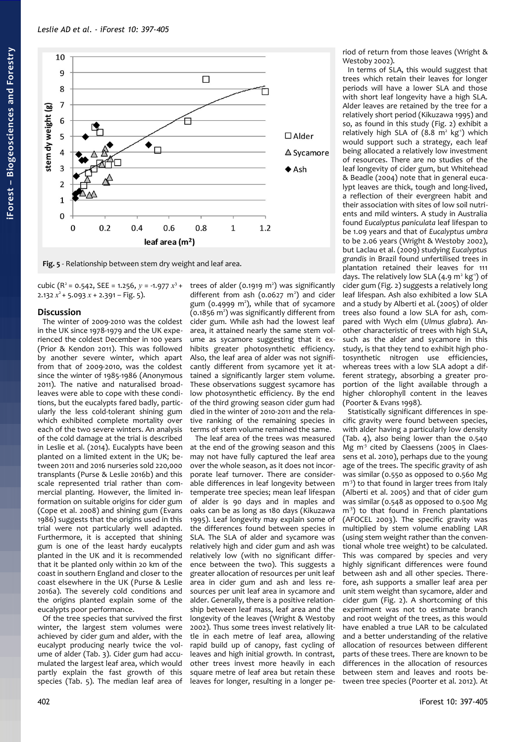Fig. 5 - Relationship between stem dry weight and leaf area.

cubic ($R^2$ = 0.542, SEE = 1.256, $y = -1.977 x^3 + 2.132 x^2 + 5.093 x + 2.391$ – Fig. 5).

## Discussion

The winter of 2009-2010 was the coldest in the UK since 1978-1979 and the UK experienced the coldest December in 100 years (Prior & Kendon 2011). This was followed by another severe winter, which apart from that of 2009-2010, was the coldest since the winter of 1985-1986 (Anonymous 2011). The native and naturalised broadleaves were able to cope with these conditions, but the eucalypts fared badly, particularly the less cold-tolerant shining gum which exhibited complete mortality over each of the two severe winters. An analysis of the cold damage at the trial is described in Leslie et al. (2014). Eucalypts have been planted on a limited extent in the UK; between 2011 and 2016 nurseries sold 220,000 transplants (Purse & Leslie 2016b) and this scale represented trial rather than commercial planting. However, the limited information on suitable origins for cider gum (Cope et al. 2008) and shining gum (Evans 1986) suggests that the origins used in this trial were not particularly well adapted. Furthermore, it is accepted that shining gum is one of the least hardy eucalypts planted in the UK and it is recommended that it be planted only within 20 km of the coast in southern England and closer to the coast elsewhere in the UK (Purse & Leslie 2016a). The severely cold conditions and the origins planted explain some of the eucalypts poor performance.

Of the tree species that survived the first winter, the largest stem volumes were achieved by cider gum and alder, with the eucalypt producing nearly twice the volume of alder (Tab. 3). Cider gum had accumulated the largest leaf area, which would partly explain the fast growth of this species (Tab. 5). The median leaf area of trees of alder (0.1919 $m^2$) was significantly different from ash (0.0627 $m^2$) and cider gum (0.4999 $m^2$), while that of sycamore (0.1856 $m^2$) was significantly different from cider gum. While ash had the lowest leaf area, it attained nearly the same stem volume as sycamore suggesting that it exhibits greater photosynthetic efficiency. Also, the leaf area of alder was not significantly different from sycamore yet it attained a significantly larger stem volume. These observations suggest sycamore has low photosynthetic efficiency. By the end of the third growing season cider gum had died in the winter of 2010-2011 and the relative ranking of the remaining species in terms of stem volume remained the same.

The leaf area of the trees was measured at the end of the growing season and this may not have fully captured the leaf area over the whole season, as it does not incorporate leaf turnover. There are considerable differences in leaf longevity between temperate tree species; mean leaf lifespan of alder is 90 days and in maples and oaks can be as long as 180 days (Kikuzawa 1995). Leaf longevity may explain some of the differences found between species in SLA. The SLA of alder and sycamore was relatively high and cider gum and ash was relatively low (with no significant difference between the two). This suggests a greater allocation of resources per unit leaf area in cider gum and ash and less resources per unit leaf area in sycamore and alder. Generally, there is a positive relationship between leaf mass, leaf area and the longevity of the leaves (Wright & Westoby 2002). Thus some trees invest relatively little in each metre of leaf area, allowing rapid build up of canopy, fast cycling of leaves and high initial growth. In contrast, other trees invest more heavily in each square metre of leaf area but retain these leaves for longer, resulting in a longer period of return from those leaves (Wright & Westoby 2002).

In terms of SLA, this would suggest that trees which retain their leaves for longer periods will have a lower SLA and those with short leaf longevity have a high SLA. Alder leaves are retained by the tree for a relatively short period (Kikuzawa 1995) and so, as found in this study (Fig. 2) exhibit a relatively high SLA of (8.8 $m^2$ $kg^{-1}$) which would support such a strategy, each leaf being allocated a relatively low investment of resources. There are no studies of the leaf longevity of cider gum, but Whitehead & Beadle (2004) note that in general eucalypt leaves are thick, tough and long-lived, a reflection of their evergreen habit and their association with sites of low soil nutrients and mild winters. A study in Australia found *Eucalyptus paniculata* leaf lifespan to be 1.09 years and that of *Eucalyptus umbra* to be 2.06 years (Wright & Westoby 2002), but Laclau et al. (2009) studying *Eucalyptus grandis* in Brazil found unfertilised trees in plantation retained their leaves for 111 days. The relatively low SLA (4.9 $m^2$ $kg^{-1}$) of cider gum (Fig. 2) suggests a relatively long leaf lifespan. Ash also exhibited a low SLA and a study by Alberti et al. (2005) of older trees also found a low SLA for ash, compared with Wych elm (*Ulmus glabra*). Another characteristic of trees with high SLA, such as the alder and sycamore in this study, is that they tend to exhibit high photosynthetic nitrogen use efficiencies, whereas trees with a low SLA adopt a different strategy, absorbing a greater proportion of the light available through a higher chlorophyll content in the leaves (Poorter & Evans 1998).

Statistically significant differences in specific gravity were found between species, with alder having a particularly low density (Tab. 4), also being lower than the 0.540 Mg $m^{-3}$ cited by Claessens (2005 in Claessens et al. 2010), perhaps due to the young age of the trees. The specific gravity of ash was similar (0.550 as opposed to 0.560 Mg $m^{-3}$) to that found in larger trees from Italy (Alberti et al. 2005) and that of cider gum was similar (0.548 as opposed to 0.500 Mg $m^{-3}$) to that found in French plantations (AFOCEL 2003). The specific gravity was multiplied by stem volume enabling LAR (using stem weight rather than the conventional whole tree weight) to be calculated. This was compared by species and very highly significant differences were found between ash and all other species. Therefore, ash supports a smaller leaf area per unit stem weight than sycamore, alder and cider gum (Fig. 2). A shortcoming of this experiment was not to estimate branch and root weight of the trees, as this would have enabled a true LAR to be calculated and a better understanding of the relative allocation of resources between different parts of these trees. There are known to be differences in the allocation of resources between stem and leaves and roots between tree species (Poorter et al. 2012). At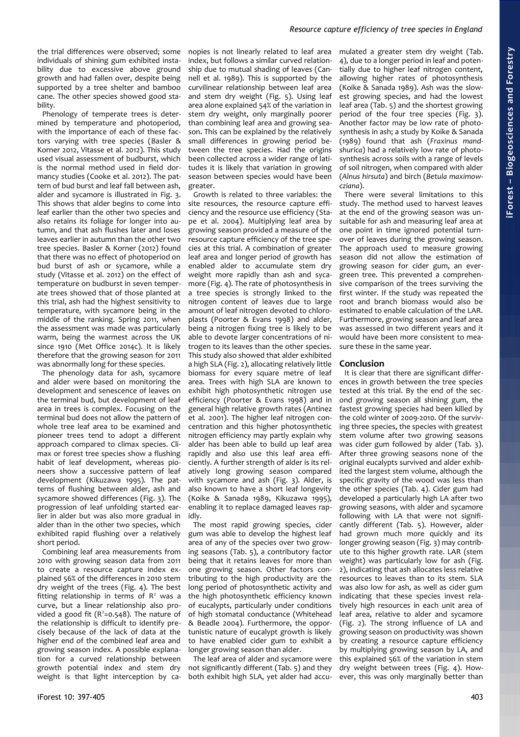the trial differences were observed; some individuals of shining gum exhibited instability due to excessive above ground growth and had fallen over, despite being supported by a tree shelter and bamboo cane. The other species showed good stability.

Phenology of temperate trees is determined by temperature and photoperiod, with the importance of each of these factors varying with tree species (Basler & Korner 2012, Vitasse et al. 2012). This study used visual assessment of budburst, which is the normal method used in field dormancy studies (Cooke et al. 2012). The pattern of bud burst and leaf fall between ash, alder and sycamore is illustrated in Fig. 3. This shows that alder begins to come into leaf earlier than the other two species and also retains its foliage for longer into autumn, and that ash flushes later and loses leaves earlier in autumn than the other two tree species. Basler & Korner (2012) found that there was no effect of photoperiod on bud burst of ash or sycamore, while a study (Vitasse et al. 2012) on the effect of temperature on budburst in seven temperate trees showed that of those planted at this trial, ash had the highest sensitivity to temperature, with sycamore being in the middle of the ranking. Spring 2011, when the assessment was made was particularly warm, being the warmest across the UK since 1910 (Met Office 2014c). It is likely therefore that the growing season for 2011 was abnormally long for these species.

The phenology data for ash, sycamore and alder were based on monitoring the development and senescence of leaves on the terminal bud, but development of leaf area in trees is complex. Focusing on the terminal bud does not allow the pattern of whole tree leaf area to be examined and pioneer trees tend to adopt a different approach compared to climax species. Climax or forest tree species show a flushing habit of leaf development, whereas pioneers show a successive pattern of leaf development (Kikuzawa 1995). The patterns of flushing between alder, ash and sycamore showed differences (Fig. 3). The progression of leaf unfolding started earlier in alder but was also more gradual in alder than in the other two species, which exhibited rapid flushing over a relatively short period.

Combining leaf area measurements from 2010 with growing season data from 2011 to create a resource capture index explained 56% of the differences in 2010 stem dry weight of the trees (Fig. 4). The best fitting relationship in terms of $R^2$ was a curve, but a linear relationship also provided a good fit ($R^2$=0.548). The nature of the relationship is difficult to identify precisely because of the lack of data at the higher end of the combined leaf area and growing season index. A possible explanation for a curved relationship between growth potential index and stem dry weight is that light interception by canopies is not linearly related to leaf area index, but follows a similar curved relationship due to mutual shading of leaves (Cannell et al. 1989). This is supported by the curvilinear relationship between leaf area and stem dry weight (Fig. 5). Using leaf area alone explained 54% of the variation in stem dry weight, only marginally poorer than combining leaf area and growing season. This can be explained by the relatively small differences in growing period between the tree species. Had the origins been collected across a wider range of latitudes it is likely that variation in growing season between species would have been greater.

Growth is related to three variables: the site resources, the resource capture efficiency and the resource use efficiency (Stape et al. 2004). Multiplying leaf area by growing season provided a measure of the resource capture efficiency of the tree species at this trial. A combination of greater leaf area and longer period of growth has enabled alder to accumulate stem dry weight more rapidly than ash and sycamore (Fig. 4). The rate of photosynthesis in a tree species is strongly linked to the nitrogen content of leaves due to large amount of leaf nitrogen devoted to chloroplasts (Poorter & Evans 1998) and alder, being a nitrogen fixing tree is likely to be able to devote larger concentrations of nitrogen to its leaves than the other species. This study also showed that alder exhibited a high SLA (Fig. 2), allocating relatively little biomass for every square metre of leaf area. Trees with high SLA are known to exhibit high photosynthetic nitrogen use efficiency (Poorter & Evans 1998) and in general high relative growth rates (Antinez et al. 2001). The higher leaf nitrogen concentration and this higher photosynthetic nitrogen efficiency may partly explain why alder has been able to build up leaf area rapidly and also use this leaf area efficiently. A further strength of alder is its relatively long growing season compared with sycamore and ash (Fig. 3). Alder, is also known to have a short leaf longevity (Koike & Sanada 1989, Kikuzawa 1995), enabling it to replace damaged leaves rapidly.

The most rapid growing species, cider gum was able to develop the highest leaf area of any of the species over two growing seasons (Tab. 5), a contributory factor being that it retains leaves for more than one growing season. Other factors contributing to the high productivity are the long period of photosynthetic activity and the high photosynthetic efficiency known of eucalypts, particularly under conditions of high stomatal conductance (Whitehead & Beadle 2004). Furthermore, the opportunistic nature of eucalypt growth is likely to have enabled cider gum to exhibit a longer growing season than alder.

The leaf area of alder and sycamore were not significantly different (Tab. 5) and they both exhibit high SLA, yet alder had accumulated a greater stem dry weight (Tab. 4), due to a longer period in leaf and potentially due to higher leaf nitrogen content, allowing higher rates of photosynthesis (Koike & Sanada 1989). Ash was the slowest growing species, and had the lowest leaf area (Tab. 5) and the shortest growing period of the four tree species (Fig. 3). Another factor may be low rate of photosynthesis in ash; a study by Koike & Sanada (1989) found that ash (*Fraxinus mandshurica*) had a relatively low rate of photosynthesis across soils with a range of levels of soil nitrogen, when compared with alder (*Alnus hirsuta*) and birch (*Betula maximowcziana*).

There were several limitations to this study. The method used to harvest leaves at the end of the growing season was unsuitable for ash and measuring leaf area at one point in time ignored potential turnover of leaves during the growing season. The approach used to measure growing season did not allow the estimation of growing season for cider gum, an evergreen tree. This prevented a comprehensive comparison of the trees surviving the first winter. If the study was repeated the root and branch biomass would also be estimated to enable calculation of the LAR. Furthermore, growing season and leaf area was assessed in two different years and it would have been more consistent to measure these in the same year.

## Conclusion

It is clear that there are significant differences in growth between the tree species tested at this trial. By the end of the second growing season all shining gum, the fastest growing species had been killed by the cold winter of 2009-2010. Of the surviving three species, the species with greatest stem volume after two growing seasons was cider gum followed by alder (Tab. 3). After three growing seasons none of the original eucalypts survived and alder exhibited the largest stem volume, although the specific gravity of the wood was less than the other species (Tab. 4). Cider gum had developed a particularly high LA after two growing seasons, with alder and sycamore following with LA that were not significantly different (Tab. 5). However, alder had grown much more quickly and its longer growing season (Fig. 3) may contribute to this higher growth rate. LAR (stem weight) was particularly low for ash (Fig. 2), indicating that ash allocates less relative resources to leaves than to its stem. SLA was also low for ash, as well as cider gum indicating that these species invest relatively high resources in each unit area of leaf area, relative to alder and sycamore (Fig. 2). The strong influence of LA and growing season on productivity was shown by creating a resource capture efficiency by multiplying growing season by LA, and this explained 56% of the variation in stem dry weight between trees (Fig. 4). However, this was only marginally better than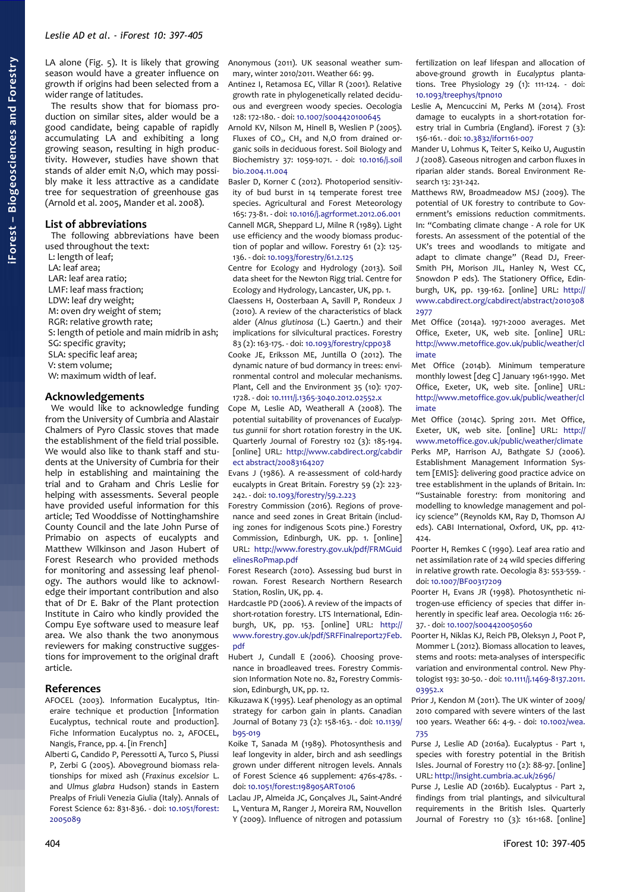LA alone (Fig. 5). It is likely that growing season would have a greater influence on growth if origins had been selected from a wider range of latitudes.

The results show that for biomass production on similar sites, alder would be a good candidate, being capable of rapidly accumulating LA and exhibiting a long growing season, resulting in high productivity. However, studies have shown that stands of alder emit $N_2O$, which may possibly make it less attractive as a candidate tree for sequestration of greenhouse gas (Arnold et al. 2005, Mander et al. 2008).

## List of abbreviations

The following abbreviations have been used throughout the text:

L: length of leaf;
LA: leaf area;
LAR: leaf area ratio;
LMF: leaf mass fraction;
LDW: leaf dry weight;
M: oven dry weight of stem;
RGR: relative growth rate;
S: length of petiole and main midrib in ash;
SG: specific gravity;
SLA: specific leaf area;
V: stem volume;
W: maximum width of leaf.

## Acknowledgements

We would like to acknowledge funding from the University of Cumbria and Alastair Chalmers of Pyro Classic stoves that made the establishment of the field trial possible. We would also like to thank staff and students at the University of Cumbria for their help in establishing and maintaining the trial and to Graham and Chris Leslie for helping with assessments. Several people have provided useful information for this article; Ted Wooddisse of Nottinghamshire County Council and the late John Purse of Primabio on aspects of eucalypts and Matthew Wilkinson and Jason Hubert of Forest Research who provided methods for monitoring and assessing leaf phenology. The authors would like to acknowledge their important contribution and also that of Dr E. Bakr of the Plant protection Institute in Cairo who kindly provided the Compu Eye software used to measure leaf area. We also thank the two anonymous reviewers for making constructive suggestions for improvement to the original draft article.

## References

AFOCEL (2003). Information Eucalyptus, Itineraire technique et production [Information Eucalyptus, technical route and production]. Fiche Information Eucalyptus no. 2, AFOCEL, Nangis, France, pp. 4. [in French]

Alberti G, Candido P, Peressotti A, Turco S, Piussi P, Zerbi G (2005). Aboveground biomass relationships for mixed ash (*Fraxinus excelsior* L. and *Ulmus glabra* Hudson) stands in Eastern Prealps of Friuli Venezia Giulia (Italy). Annals of Forest Science 62: 831-836. - doi: 10.1051/forest:2005089

Anonymous (2011). UK seasonal weather summary, winter 2010/2011. Weather 66: 99.

Antinez I, Retamosa EC, Villar R (2001). Relative growth rate in phylogenetically related deciduous and evergreen woody species. Oecologia 128: 172-180. - doi: 10.1007/s004420100645

Arnold KV, Nilson M, Hinell B, Weslien P (2005). Fluxes of $CO_2$, $CH_4$ and $N_2O$ from drained organic soils in deciduous forest. Soil Biology and Biochemistry 37: 1059-1071. - doi: 10.1016/j.soilbio.2004.11.004

Basler D, Korner C (2012). Photoperiod sensitivity of bud burst in 14 temperate forest tree species. Agricultural and Forest Meteorology 165: 73-81. - doi: 10.1016/j.agrformet.2012.06.001

Cannell MGR, Sheppard LJ, Milne R (1989). Light use efficiency and the woody biomass production of poplar and willow. Forestry 61 (2): 125-136. - doi: 10.1093/forestry/61.2.125

Centre for Ecology and Hydrology (2013). Soil data sheet for the Newton Rigg trial. Centre for Ecology and Hydrology, Lancaster, UK, pp. 1.

Claessens H, Oosterbaan A, Savill P, Rondeux J (2010). A review of the characteristics of black alder (*Alnus glutinosa* (L.) Gaertn.) and their implications for silvicultural practices. Forestry 83 (2): 163-175. - doi: 10.1093/forestry/cpp038

Cooke JE, Eriksson ME, Juntilla O (2012). The dynamic nature of bud dormancy in trees: environmental control and molecular mechanisms. Plant, Cell and the Environment 35 (10): 1707-1728. - doi: 10.1111/j.1365-3040.2012.02552.x

Cope M, Leslie AD, Weatherall A (2008). The potential suitability of provenances of *Eucalyptus gunnii* for short rotation forestry in the UK. Quarterly Journal of Forestry 102 (3): 185-194. [online] URL: http://www.cabdirect.org/cabdirect abstract/20083164207

Evans J (1986). A re-assessment of cold-hardy eucalypts in Great Britain. Forestry 59 (2): 223-242. - doi: 10.1093/forestry/59.2.223

Forestry Commission (2016). Regions of provenance and seed zones in Great Britain (including zones for indigenous Scots pine.) Forestry Commission, Edinburgh, UK. pp. 1. [online] URL: http://www.forestry.gov.uk/pdf/FRMGuidelinesRoPmap.pdf

Forest Research (2010). Assessing bud burst in rowan. Forest Research Northern Research Station, Roslin, UK, pp. 4.

Hardcastle PD (2006). A review of the impacts of short-rotation forestry. LTS International, Edinburgh, UK, pp. 153. [online] URL: http://www.forestry.gov.uk/pdf/SRFFinalreport27Feb.pdf

Hubert J, Cundall E (2006). Choosing provenance in broadleaved trees. Forestry Commission Information Note no. 82, Forestry Commission, Edinburgh, UK, pp. 12.

Kikuzawa K (1995). Leaf phenology as an optimal strategy for carbon gain in plants. Canadian Journal of Botany 73 (2): 158-163. - doi: 10.1139/b95-019

Koike T, Sanada M (1989). Photosynthesis and leaf longevity in alder, birch and ash seedlings grown under different nitrogen levels. Annals of Forest Science 46 supplement: 476s-478s. - doi: 10.1051/forest:19890SART0106

Laclau JP, Almeida JC, Gonçalves JL, Saint-André L, Ventura M, Ranger J, Moreira RM, Nouvellon Y (2009). Influence of nitrogen and potassium fertilization on leaf lifespan and allocation of above-ground growth in *Eucalyptus* plantations. Tree Physiology 29 (1): 111-124. - doi: 10.1093/treephys/tpn010

Leslie A, Mencuccini M, Perks M (2014). Frost damage to eucalypts in a short-rotation forestry trial in Cumbria (England). iForest 7 (3): 156-161. - doi: 10.3832/ifor1161-007

Mander U, Lohmus K, Teiter S, Keiko U, Augustin J (2008). Gaseous nitrogen and carbon fluxes in riparian alder stands. Boreal Environment Research 13: 231-242.

Matthews RW, Broadmeadow MSJ (2009). The potential of UK forestry to contribute to Government's emissions reduction commitments. In: "Combating climate change - A role for UK forests. An assessment of the potential of the UK's trees and woodlands to mitigate and adapt to climate change" (Read DJ, Freer-Smith PH, Morison JIL, Hanley N, West CC, Snowdon P eds). The Stationery Office, Edinburgh, UK, pp. 139-162. [online] URL: http://www.cabdirect.org/cabdirect/abstract/20103082977

Met Office (2014a). 1971-2000 averages. Met Office, Exeter, UK, web site. [online] URL: http://www.metoffice.gov.uk/public/weather/climate

Met Office (2014b). Minimum temperature monthly lowest [deg C] January 1961-1990. Met Office, Exeter, UK, web site. [online] URL: http://www.metoffice.gov.uk/public/weather/climate

Met Office (2014c). Spring 2011. Met Office, Exeter, UK, web site. [online] URL: http://www.metoffice.gov.uk/public/weather/climate

Perks MP, Harrison AJ, Bathgate SJ (2006). Establishment Management Information System [EMIS]: delivering good practice advice on tree establishment in the uplands of Britain. In: "Sustainable forestry: from monitoring and modelling to knowledge management and policy science" (Reynolds KM, Ray D, Thomson AJ eds). CABI International, Oxford, UK, pp. 412-424.

Poorter H, Remkes C (1990). Leaf area ratio and net assimilation rate of 24 wild species differing in relative growth rate. Oecologia 83: 553-559. - doi: 10.1007/BF00317209

Poorter H, Evans JR (1998). Photosynthetic nitrogen-use efficiency of species that differ inherently in specific leaf area. Oecologia 116: 26-37. - doi: 10.1007/s004420050560

Poorter H, Niklas KJ, Reich PB, Oleksyn J, Poot P, Mommer L (2012). Biomass allocation to leaves, stems and roots: meta-analyses of interspecific variation and environmental control. New Phytologist 193: 30-50. - doi: 10.1111/j.1469-8137.2011.03952.x

Prior J, Kendon M (2011). The UK winter of 2009/2010 compared with severe winters of the last 100 years. Weather 66: 4-9. - doi: 10.1002/wea.735

Purse J, Leslie AD (2016a). Eucalyptus - Part 1, species with forestry potential in the British Isles. Journal of Forestry 110 (2): 88-97. [online] URL: http://insight.cumbria.ac.uk/2696/

Purse J, Leslie AD (2016b). Eucalyptus - Part 2, findings from trial plantings, and silvicultural requirements in the British Isles. Quarterly Journal of Forestry 110 (3): 161-168. [online]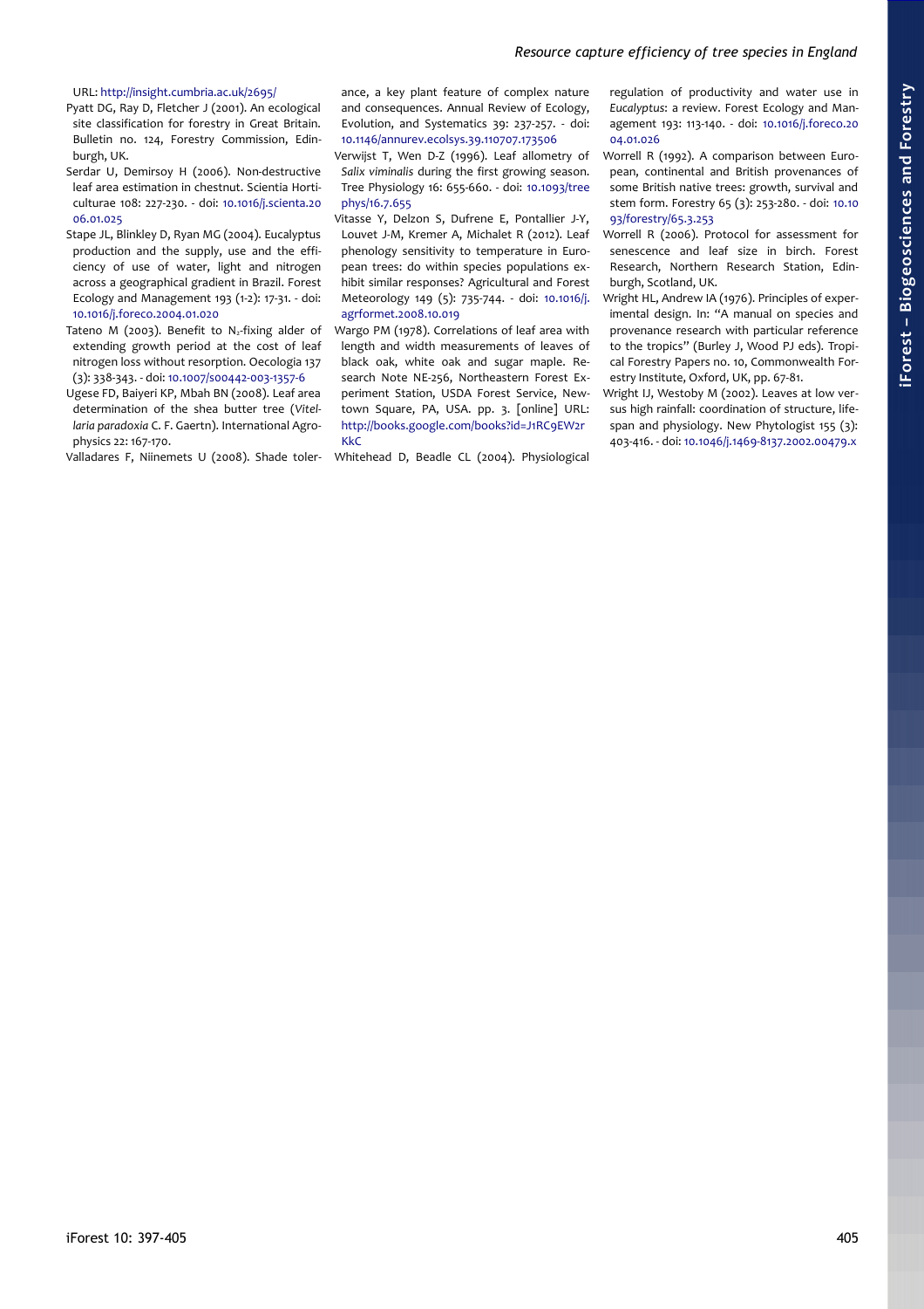URL: http://insight.cumbria.ac.uk/2695/

Pyatt DG, Ray D, Fletcher J (2001). An ecological site classification for forestry in Great Britain. Bulletin no. 124, Forestry Commission, Edinburgh, UK.

Serdar U, Demirsoy H (2006). Non-destructive leaf area estimation in chestnut. Scientia Horticulturae 108: 227-230. - doi: 10.1016/j.scienta.2006.01.025

Stape JL, Blinkley D, Ryan MG (2004). Eucalyptus production and the supply, use and the efficiency of use of water, light and nitrogen across a geographical gradient in Brazil. Forest Ecology and Management 193 (1-2): 17-31. - doi: 10.1016/j.foreco.2004.01.020

Tateno M (2003). Benefit to $N_2$-fixing alder of extending growth period at the cost of leaf nitrogen loss without resorption. Oecologia 137 (3): 338-343. - doi: 10.1007/s00442-003-1357-6

Ugese FD, Baiyeri KP, Mbah BN (2008). Leaf area determination of the shea butter tree (*Vitellaria paradoxia* C. F. Gaertn). International Agrophysics 22: 167-170.

Valladares F, Niinemets U (2008). Shade tolerance, a key plant feature of complex nature and consequences. Annual Review of Ecology, Evolution, and Systematics 39: 237-257. - doi: 10.1146/annurev.ecolsys.39.110707.173506

Verwijst T, Wen D-Z (1996). Leaf allometry of *Salix viminalis* during the first growing season. Tree Physiology 16: 655-660. - doi: 10.1093/treephys/16.7.655

Vitasse Y, Delzon S, Dufrene E, Pontallier J-Y, Louvet J-M, Kremer A, Michalet R (2012). Leaf phenology sensitivity to temperature in European trees: do within species populations exhibit similar responses? Agricultural and Forest Meteorology 149 (5): 735-744. - doi: 10.1016/j.agrformet.2008.10.019

Wargo PM (1978). Correlations of leaf area with length and width measurements of leaves of black oak, white oak and sugar maple. Research Note NE-256, Northeastern Forest Experiment Station, USDA Forest Service, Newtown Square, PA, USA. pp. 3. [online] URL: http://books.google.com/books?id=J1RC9EW2rKkC

Whitehead D, Beadle CL (2004). Physiological regulation of productivity and water use in *Eucalyptus*: a review. Forest Ecology and Management 193: 113-140. - doi: 10.1016/j.foreco.2004.01.026

Worrell R (1992). A comparison between European, continental and British provenances of some British native trees: growth, survival and stem form. Forestry 65 (3): 253-280. - doi: 10.1093/forestry/65.3.253

Worrell R (2006). Protocol for assessment for senescence and leaf size in birch. Forest Research, Northern Research Station, Edinburgh, Scotland, UK.

Wright HL, Andrew IA (1976). Principles of experimental design. In: "A manual on species and provenance research with particular reference to the tropics" (Burley J, Wood PJ eds). Tropical Forestry Papers no. 10, Commonwealth Forestry Institute, Oxford, UK, pp. 67-81.

Wright IJ, Westoby M (2002). Leaves at low versus high rainfall: coordination of structure, lifespan and physiology. New Phytologist 155 (3): 403-416. - doi: 10.1046/j.1469-8137.2002.00479.x